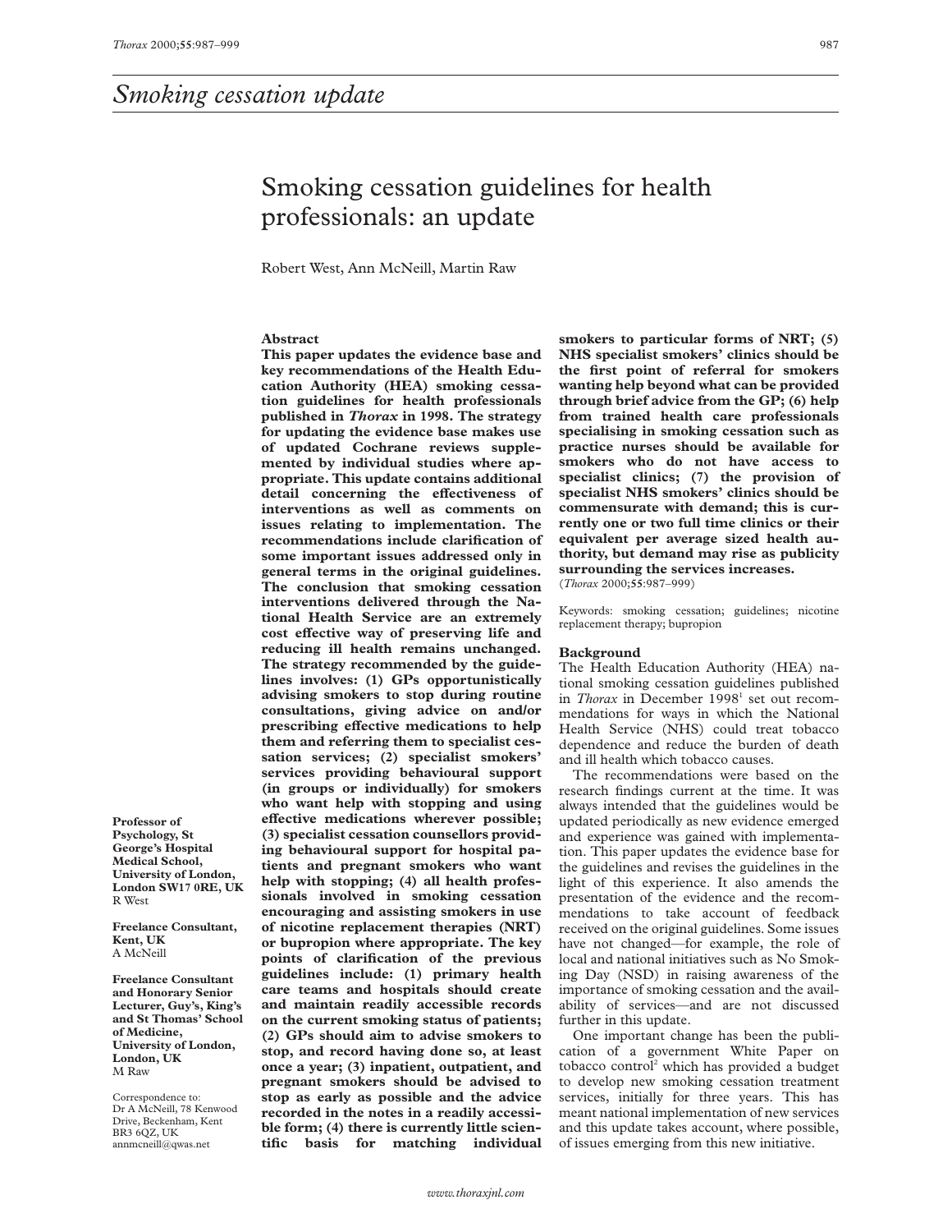# Smoking cessation update

## Smoking cessation guidelines for health professionals: an update

Robert West, Ann McNeill, Martin Raw

Professor of Psychology, St George's Hospital Medical School, University of London, London SW17 0RE, UK
R West

Freelance Consultant, Kent, UK
A McNeill

Freelance Consultant and Honorary Senior Lecturer, Guy's, King's and St Thomas' School of Medicine, University of London, London, UK
M Raw

Correspondence to:
Dr A McNeill, 78 Kenwood Drive, Beckenham, Kent BR3 6QZ, UK
annmcneill@qwas.net

### Abstract

**This paper updates the evidence base and key recommendations of the Health Education Authority (HEA) smoking cessation guidelines for health professionals published in *Thorax* in 1998. The strategy for updating the evidence base makes use of updated Cochrane reviews supplemented by individual studies where appropriate. This update contains additional detail concerning the effectiveness of interventions as well as comments on issues relating to implementation. The recommendations include clarification of some important issues addressed only in general terms in the original guidelines. The conclusion that smoking cessation interventions delivered through the National Health Service are an extremely cost effective way of preserving life and reducing ill health remains unchanged. The strategy recommended by the guidelines involves: (1) GPs opportunistically advising smokers to stop during routine consultations, giving advice on and/or prescribing effective medications to help them and referring them to specialist cessation services; (2) specialist smokers' services providing behavioural support (in groups or individually) for smokers who want help with stopping and using effective medications wherever possible; (3) specialist cessation counsellors providing behavioural support for hospital patients and pregnant smokers who want help with stopping; (4) all health professionals involved in smoking cessation encouraging and assisting smokers in use of nicotine replacement therapies (NRT) or bupropion where appropriate. The key points of clarification of the previous guidelines include: (1) primary health care teams and hospitals should create and maintain readily accessible records on the current smoking status of patients; (2) GPs should aim to advise smokers to stop, and record having done so, at least once a year; (3) inpatient, outpatient, and pregnant smokers should be advised to stop as early as possible and the advice recorded in the notes in a readily accessible form; (4) there is currently little scientific basis for matching individual smokers to particular forms of NRT; (5) NHS specialist smokers' clinics should be the first point of referral for smokers wanting help beyond what can be provided through brief advice from the GP; (6) help from trained health care professionals specialising in smoking cessation such as practice nurses should be available for smokers who do not have access to specialist clinics; (7) the provision of specialist NHS smokers' clinics should be commensurate with demand; this is currently one or two full time clinics or their equivalent per average sized health authority, but demand may rise as publicity surrounding the services increases.**
(*Thorax* 2000;**55**:987–999)

Keywords: smoking cessation; guidelines; nicotine replacement therapy; bupropion

### Background

The Health Education Authority (HEA) national smoking cessation guidelines published in *Thorax* in December 1998[1] set out recommendations for ways in which the National Health Service (NHS) could treat tobacco dependence and reduce the burden of death and ill health which tobacco causes.

The recommendations were based on the research findings current at the time. It was always intended that the guidelines would be updated periodically as new evidence emerged and experience was gained with implementation. This paper updates the evidence base for the guidelines and revises the guidelines in the light of this experience. It also amends the presentation of the evidence and the recommendations to take account of feedback received on the original guidelines. Some issues have not changed—for example, the role of local and national initiatives such as No Smoking Day (NSD) in raising awareness of the importance of smoking cessation and the availability of services—and are not discussed further in this update.

One important change has been the publication of a government White Paper on tobacco control[2] which has provided a budget to develop new smoking cessation treatment services, initially for three years. This has meant national implementation of new services and this update takes account, where possible, of issues emerging from this new initiative.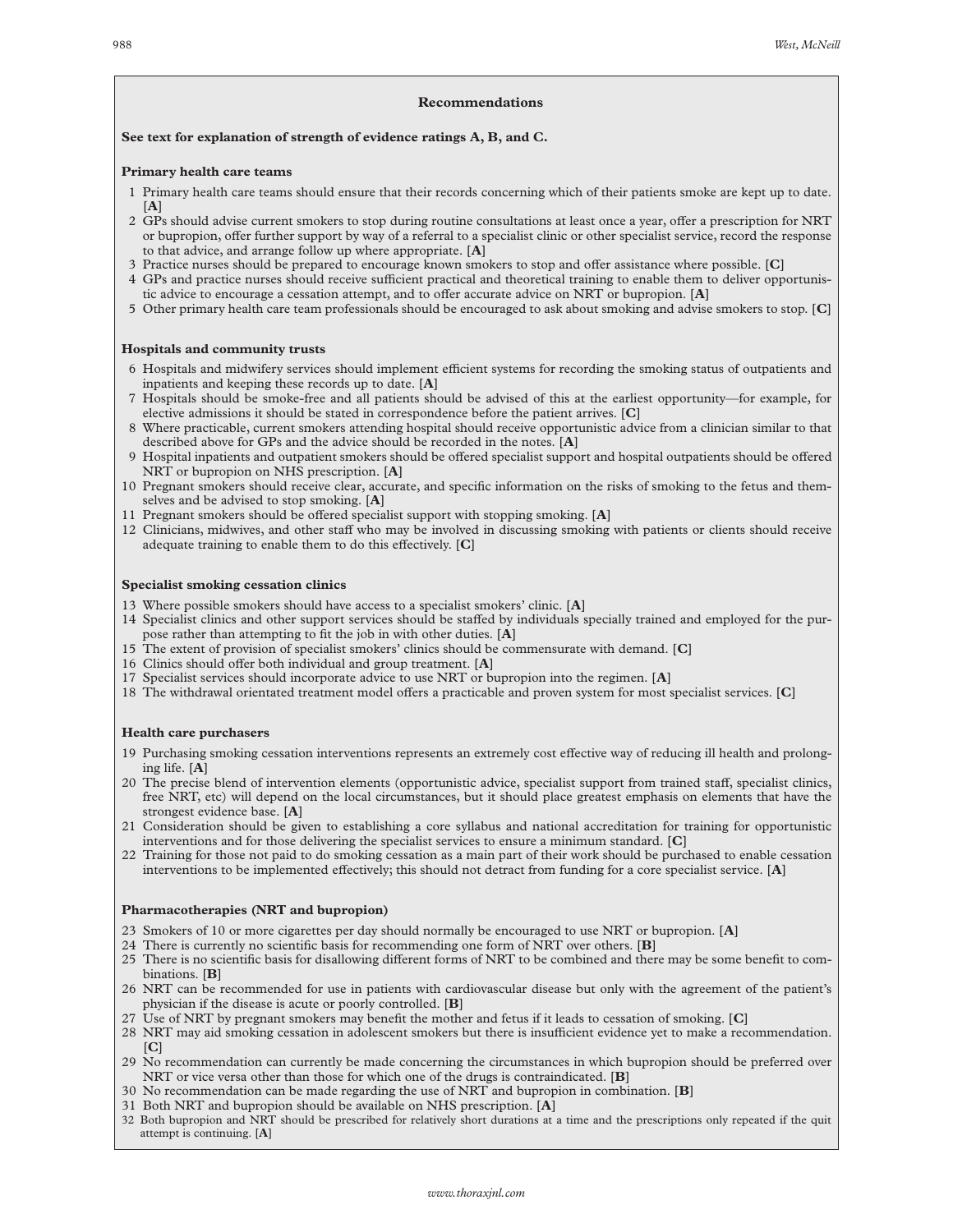## Recommendations

**See text for explanation of strength of evidence ratings A, B, and C.**

### Primary health care teams

1. Primary health care teams should ensure that their records concerning which of their patients smoke are kept up to date. [**A**]
2. GPs should advise current smokers to stop during routine consultations at least once a year, offer a prescription for NRT or bupropion, offer further support by way of a referral to a specialist clinic or other specialist service, record the response to that advice, and arrange follow up where appropriate. [**A**]
3. Practice nurses should be prepared to encourage known smokers to stop and offer assistance where possible. [**C**]
4. GPs and practice nurses should receive sufficient practical and theoretical training to enable them to deliver opportunistic advice to encourage a cessation attempt, and to offer accurate advice on NRT or bupropion. [**A**]
5. Other primary health care team professionals should be encouraged to ask about smoking and advise smokers to stop. [**C**]

### Hospitals and community trusts

6. Hospitals and midwifery services should implement efficient systems for recording the smoking status of outpatients and inpatients and keeping these records up to date. [**A**]
7. Hospitals should be smoke-free and all patients should be advised of this at the earliest opportunity—for example, for elective admissions it should be stated in correspondence before the patient arrives. [**C**]
8. Where practicable, current smokers attending hospital should receive opportunistic advice from a clinician similar to that described above for GPs and the advice should be recorded in the notes. [**A**]
9. Hospital inpatients and outpatient smokers should be offered specialist support and hospital outpatients should be offered NRT or bupropion on NHS prescription. [**A**]
10. Pregnant smokers should receive clear, accurate, and specific information on the risks of smoking to the fetus and themselves and be advised to stop smoking. [**A**]
11. Pregnant smokers should be offered specialist support with stopping smoking. [**A**]
12. Clinicians, midwives, and other staff who may be involved in discussing smoking with patients or clients should receive adequate training to enable them to do this effectively. [**C**]

### Specialist smoking cessation clinics

13. Where possible smokers should have access to a specialist smokers' clinic. [**A**]
14. Specialist clinics and other support services should be staffed by individuals specially trained and employed for the purpose rather than attempting to fit the job in with other duties. [**A**]
15. The extent of provision of specialist smokers' clinics should be commensurate with demand. [**C**]
16. Clinics should offer both individual and group treatment. [**A**]
17. Specialist services should incorporate advice to use NRT or bupropion into the regimen. [**A**]
18. The withdrawal orientated treatment model offers a practicable and proven system for most specialist services. [**C**]

### Health care purchasers

19. Purchasing smoking cessation interventions represents an extremely cost effective way of reducing ill health and prolonging life. [**A**]
20. The precise blend of intervention elements (opportunistic advice, specialist support from trained staff, specialist clinics, free NRT, etc) will depend on the local circumstances, but it should place greatest emphasis on elements that have the strongest evidence base. [**A**]
21. Consideration should be given to establishing a core syllabus and national accreditation for training for opportunistic interventions and for those delivering the specialist services to ensure a minimum standard. [**C**]
22. Training for those not paid to do smoking cessation as a main part of their work should be purchased to enable cessation interventions to be implemented effectively; this should not detract from funding for a core specialist service. [**A**]

### Pharmacotherapies (NRT and bupropion)

23. Smokers of 10 or more cigarettes per day should normally be encouraged to use NRT or bupropion. [**A**]
24. There is currently no scientific basis for recommending one form of NRT over others. [**B**]
25. There is no scientific basis for disallowing different forms of NRT to be combined and there may be some benefit to combinations. [**B**]
26. NRT can be recommended for use in patients with cardiovascular disease but only with the agreement of the patient's physician if the disease is acute or poorly controlled. [**B**]
27. Use of NRT by pregnant smokers may benefit the mother and fetus if it leads to cessation of smoking. [**C**]
28. NRT may aid smoking cessation in adolescent smokers but there is insufficient evidence yet to make a recommendation. [**C**]
29. No recommendation can currently be made concerning the circumstances in which bupropion should be preferred over NRT or vice versa other than those for which one of the drugs is contraindicated. [**B**]
30. No recommendation can be made regarding the use of NRT and bupropion in combination. [**B**]
31. Both NRT and bupropion should be available on NHS prescription. [**A**]
32. Both bupropion and NRT should be prescribed for relatively short durations at a time and the prescriptions only repeated if the quit attempt is continuing. [**A**]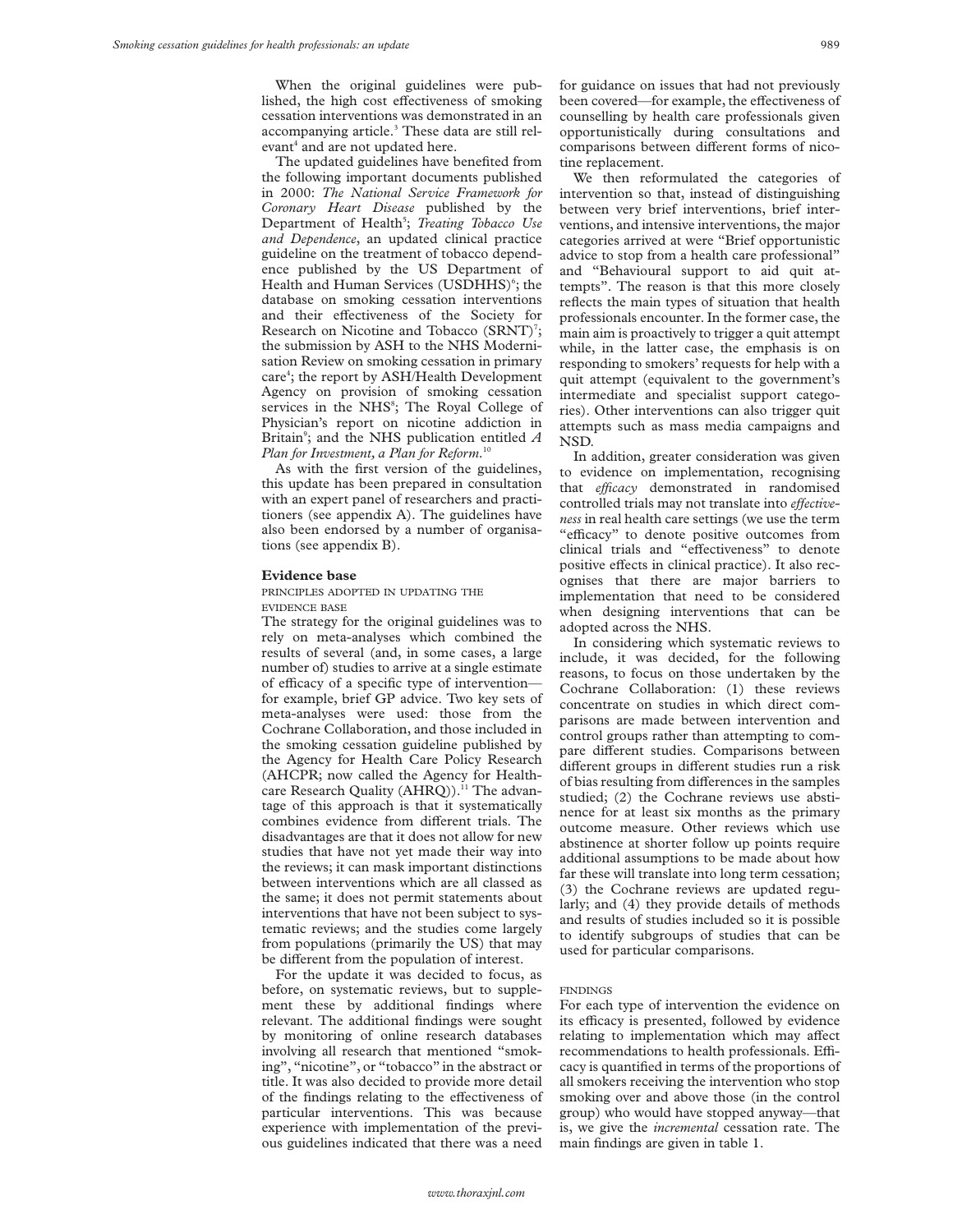When the original guidelines were published, the high cost effectiveness of smoking cessation interventions was demonstrated in an accompanying article.[3] These data are still relevant[4] and are not updated here.

The updated guidelines have benefited from the following important documents published in 2000: *The National Service Framework for Coronary Heart Disease* published by the Department of Health[5]; *Treating Tobacco Use and Dependence*, an updated clinical practice guideline on the treatment of tobacco dependence published by the US Department of Health and Human Services (USDHHS)[6]; the database on smoking cessation interventions and their effectiveness of the Society for Research on Nicotine and Tobacco (SRNT)[7]; the submission by ASH to the NHS Modernisation Review on smoking cessation in primary care[4]; the report by ASH/Health Development Agency on provision of smoking cessation services in the NHS[8]; The Royal College of Physician's report on nicotine addiction in Britain[9]; and the NHS publication entitled *A Plan for Investment, a Plan for Reform.*[10]

As with the first version of the guidelines, this update has been prepared in consultation with an expert panel of researchers and practitioners (see appendix A). The guidelines have also been endorsed by a number of organisations (see appendix B).

## Evidence base

### PRINCIPLES ADOPTED IN UPDATING THE EVIDENCE BASE

The strategy for the original guidelines was to rely on meta-analyses which combined the results of several (and, in some cases, a large number of) studies to arrive at a single estimate of efficacy of a specific type of intervention—for example, brief GP advice. Two key sets of meta-analyses were used: those from the Cochrane Collaboration, and those included in the smoking cessation guideline published by the Agency for Health Care Policy Research (AHCPR; now called the Agency for Healthcare Research Quality (AHRQ)).[11] The advantage of this approach is that it systematically combines evidence from different trials. The disadvantages are that it does not allow for new studies that have not yet made their way into the reviews; it can mask important distinctions between interventions which are all classed as the same; it does not permit statements about interventions that have not been subject to systematic reviews; and the studies come largely from populations (primarily the US) that may be different from the population of interest.

For the update it was decided to focus, as before, on systematic reviews, but to supplement these by additional findings where relevant. The additional findings were sought by monitoring of online research databases involving all research that mentioned "smoking", "nicotine", or "tobacco" in the abstract or title. It was also decided to provide more detail of the findings relating to the effectiveness of particular interventions. This was because experience with implementation of the previous guidelines indicated that there was a need for guidance on issues that had not previously been covered—for example, the effectiveness of counselling by health care professionals given opportunistically during consultations and comparisons between different forms of nicotine replacement.

We then reformulated the categories of intervention so that, instead of distinguishing between very brief interventions, brief interventions, and intensive interventions, the major categories arrived at were "Brief opportunistic advice to stop from a health care professional" and "Behavioural support to aid quit attempts". The reason is that this more closely reflects the main types of situation that health professionals encounter. In the former case, the main aim is proactively to trigger a quit attempt while, in the latter case, the emphasis is on responding to smokers' requests for help with a quit attempt (equivalent to the government's intermediate and specialist support categories). Other interventions can also trigger quit attempts such as mass media campaigns and NSD.

In addition, greater consideration was given to evidence on implementation, recognising that *efficacy* demonstrated in randomised controlled trials may not translate into *effectiveness* in real health care settings (we use the term "efficacy" to denote positive outcomes from clinical trials and "effectiveness" to denote positive effects in clinical practice). It also recognises that there are major barriers to implementation that need to be considered when designing interventions that can be adopted across the NHS.

In considering which systematic reviews to include, it was decided, for the following reasons, to focus on those undertaken by the Cochrane Collaboration: (1) these reviews concentrate on studies in which direct comparisons are made between intervention and control groups rather than attempting to compare different studies. Comparisons between different groups in different studies run a risk of bias resulting from differences in the samples studied; (2) the Cochrane reviews use abstinence for at least six months as the primary outcome measure. Other reviews which use abstinence at shorter follow up points require additional assumptions to be made about how far these will translate into long term cessation; (3) the Cochrane reviews are updated regularly; and (4) they provide details of methods and results of studies included so it is possible to identify subgroups of studies that can be used for particular comparisons.

### FINDINGS

For each type of intervention the evidence on its efficacy is presented, followed by evidence relating to implementation which may affect recommendations to health professionals. Efficacy is quantified in terms of the proportions of all smokers receiving the intervention who stop smoking over and above those (in the control group) who would have stopped anyway—that is, we give the *incremental* cessation rate. The main findings are given in table 1.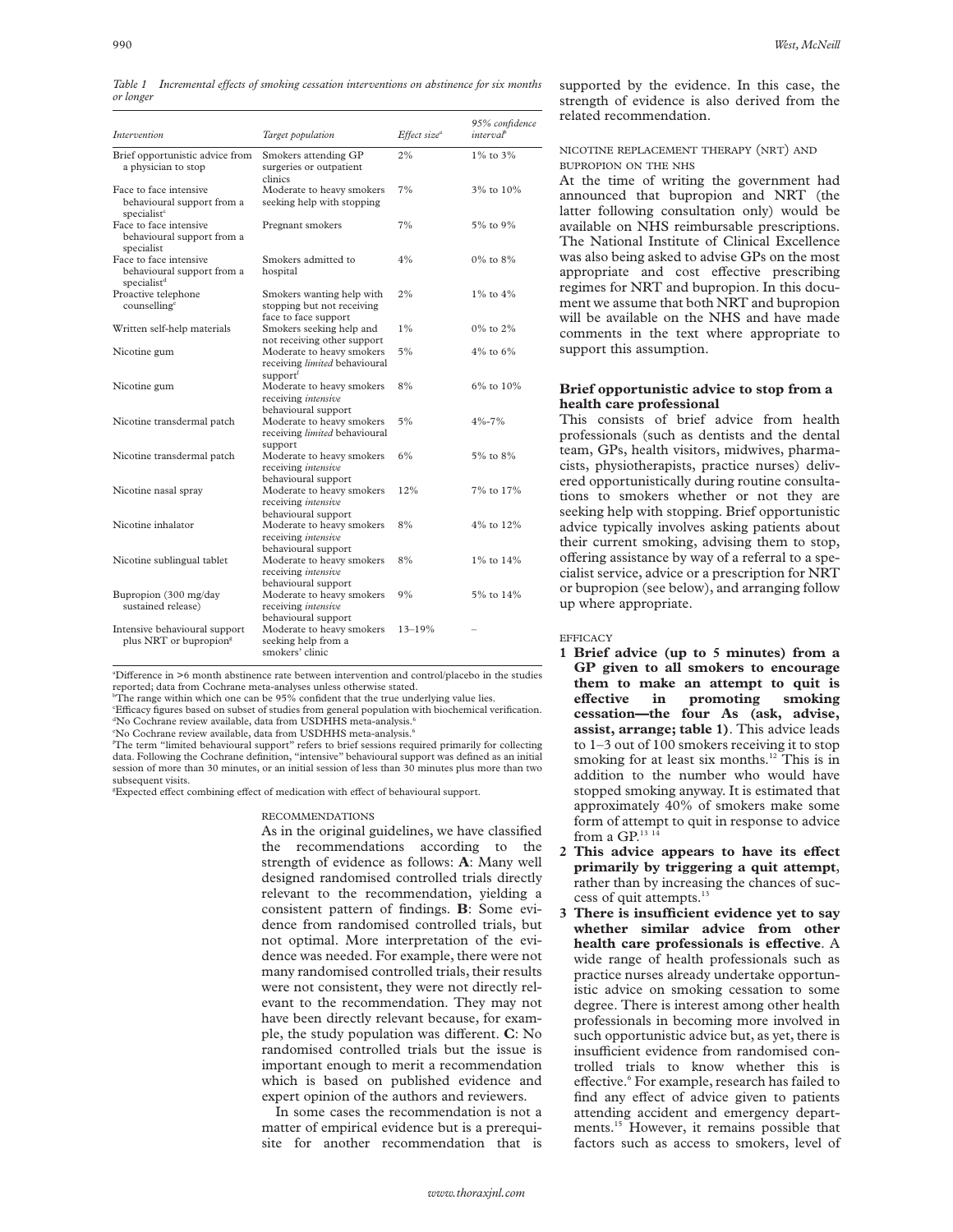*Table 1 Incremental effects of smoking cessation interventions on abstinence for six months or longer*

| Intervention | Target population | Effect size[a] | 95% confidence interval[b] |
|---|---|---|---|
| Brief opportunistic advice from a physician to stop | Smokers attending GP surgeries or outpatient clinics | 2% | 1% to 3% |
| Face to face intensive behavioural support from a specialist[c] | Moderate to heavy smokers seeking help with stopping | 7% | 3% to 10% |
| Face to face intensive behavioural support from a specialist | Pregnant smokers | 7% | 5% to 9% |
| Face to face intensive behavioural support from a specialist[d] | Smokers admitted to hospital | 4% | 0% to 8% |
| Proactive telephone counselling[e] | Smokers wanting help with stopping but not receiving face to face support | 2% | 1% to 4% |
| Written self-help materials | Smokers seeking help and not receiving other support | 1% | 0% to 2% |
| Nicotine gum | Moderate to heavy smokers receiving *limited* behavioural support[f] | 5% | 4% to 6% |
| Nicotine gum | Moderate to heavy smokers receiving *intensive* behavioural support | 8% | 6% to 10% |
| Nicotine transdermal patch | Moderate to heavy smokers receiving *limited* behavioural support | 5% | 4%-7% |
| Nicotine transdermal patch | Moderate to heavy smokers receiving *intensive* behavioural support | 6% | 5% to 8% |
| Nicotine nasal spray | Moderate to heavy smokers receiving *intensive* behavioural support | 12% | 7% to 17% |
| Nicotine inhalator | Moderate to heavy smokers receiving *intensive* behavioural support | 8% | 4% to 12% |
| Nicotine sublingual tablet | Moderate to heavy smokers receiving *intensive* behavioural support | 8% | 1% to 14% |
| Bupropion (300 mg/day sustained release) | Moderate to heavy smokers receiving *intensive* behavioural support | 9% | 5% to 14% |
| Intensive behavioural support plus NRT or bupropion[g] | Moderate to heavy smokers seeking help from a smokers' clinic | 13–19% | – |

[a]Difference in >6 month abstinence rate between intervention and control/placebo in the studies reported; data from Cochrane meta-analyses unless otherwise stated.
[b]The range within which one can be 95% confident that the true underlying value lies.
[c]Efficacy figures based on subset of studies from general population with biochemical verification.
[d]No Cochrane review available, data from USDHHS meta-analysis.[6]
[e]No Cochrane review available, data from USDHHS meta-analysis.[6]
[f]The term "limited behavioural support" refers to brief sessions required primarily for collecting data. Following the Cochrane definition, "intensive" behavioural support was defined as an initial session of more than 30 minutes, or an initial session of less than 30 minutes plus more than two subsequent visits.
[g]Expected effect combining effect of medication with effect of behavioural support.

RECOMMENDATIONS

As in the original guidelines, we have classified the recommendations according to the strength of evidence as follows: **A**: Many well designed randomised controlled trials directly relevant to the recommendation, yielding a consistent pattern of findings. **B**: Some evidence from randomised controlled trials, but not optimal. More interpretation of the evidence was needed. For example, there were not many randomised controlled trials, their results were not consistent, they were not directly relevant to the recommendation. They may not have been directly relevant because, for example, the study population was different. **C**: No randomised controlled trials but the issue is important enough to merit a recommendation which is based on published evidence and expert opinion of the authors and reviewers.

In some cases the recommendation is not a matter of empirical evidence but is a prerequisite for another recommendation that is supported by the evidence. In this case, the strength of evidence is also derived from the related recommendation.

NICOTINE REPLACEMENT THERAPY (NRT) AND BUPROPION ON THE NHS

At the time of writing the government had announced that bupropion and NRT (the latter following consultation only) would be available on NHS reimbursable prescriptions. The National Institute of Clinical Excellence was also being asked to advise GPs on the most appropriate and cost effective prescribing regimes for NRT and bupropion. In this document we assume that both NRT and bupropion will be available on the NHS and have made comments in the text where appropriate to support this assumption.

## Brief opportunistic advice to stop from a health care professional

This consists of brief advice from health professionals (such as dentists and the dental team, GPs, health visitors, midwives, pharmacists, physiotherapists, practice nurses) delivered opportunistically during routine consultations to smokers whether or not they are seeking help with stopping. Brief opportunistic advice typically involves asking patients about their current smoking, advising them to stop, offering assistance by way of a referral to a specialist service, advice or a prescription for NRT or bupropion (see below), and arranging follow up where appropriate.

EFFICACY

1. **Brief advice (up to 5 minutes) from a GP given to all smokers to encourage them to make an attempt to quit is effective in promoting smoking cessation—the four As (ask, advise, assist, arrange; table 1)**. This advice leads to 1–3 out of 100 smokers receiving it to stop smoking for at least six months.[12] This is in addition to the number who would have stopped smoking anyway. It is estimated that approximately 40% of smokers make some form of attempt to quit in response to advice from a GP.[13 14]
2. **This advice appears to have its effect primarily by triggering a quit attempt**, rather than by increasing the chances of success of quit attempts.[13]
3. **There is insufficient evidence yet to say whether similar advice from other health care professionals is effective**. A wide range of health professionals such as practice nurses already undertake opportunistic advice on smoking cessation to some degree. There is interest among other health professionals in becoming more involved in such opportunistic advice but, as yet, there is insufficient evidence from randomised controlled trials to know whether this is effective.[6] For example, research has failed to find any effect of advice given to patients attending accident and emergency departments.[15] However, it remains possible that factors such as access to smokers, level of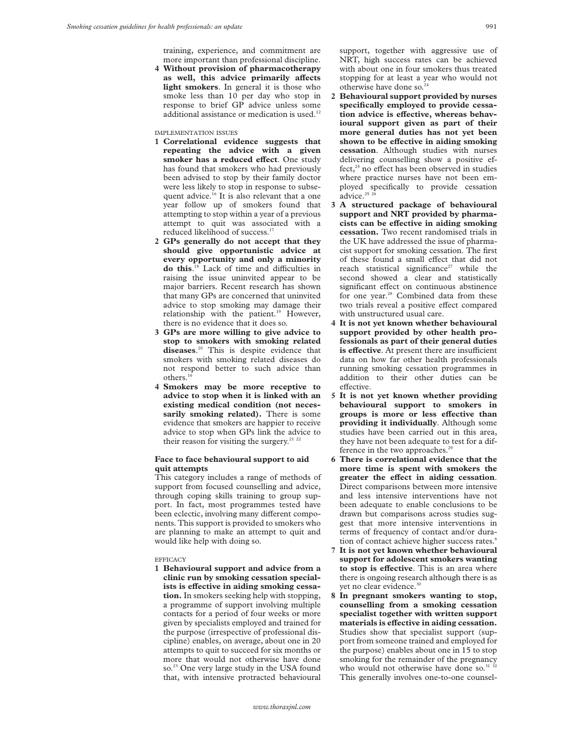training, experience, and commitment are more important than professional discipline.

4 **Without provision of pharmacotherapy as well, this advice primarily affects light smokers**. In general it is those who smoke less than 10 per day who stop in response to brief GP advice unless some additional assistance or medication is used.[12]

IMPLEMENTATION ISSUES

1 **Correlational evidence suggests that repeating the advice with a given smoker has a reduced effect**. One study has found that smokers who had previously been advised to stop by their family doctor were less likely to stop in response to subsequent advice.[16] It is also relevant that a one year follow up of smokers found that attempting to stop within a year of a previous attempt to quit was associated with a reduced likelihood of success.[17]

2 **GPs generally do not accept that they should give opportunistic advice at every opportunity and only a minority do this**.[18] Lack of time and difficulties in raising the issue uninvited appear to be major barriers. Recent research has shown that many GPs are concerned that uninvited advice to stop smoking may damage their relationship with the patient.[19] However, there is no evidence that it does so.

3 **GPs are more willing to give advice to stop to smokers with smoking related diseases**.[20] This is despite evidence that smokers with smoking related diseases do not respond better to such advice than others.[16]

4 **Smokers may be more receptive to advice to stop when it is linked with an existing medical condition (not necessarily smoking related).** There is some evidence that smokers are happier to receive advice to stop when GPs link the advice to their reason for visiting the surgery.[21 22]

### Face to face behavioural support to aid quit attempts

This category includes a range of methods of support from focused counselling and advice, through coping skills training to group support. In fact, most programmes tested have been eclectic, involving many different components. This support is provided to smokers who are planning to make an attempt to quit and would like help with doing so.

EFFICACY

1 **Behavioural support and advice from a clinic run by smoking cessation specialists is effective in aiding smoking cessation.** In smokers seeking help with stopping, a programme of support involving multiple contacts for a period of four weeks or more given by specialists employed and trained for the purpose (irrespective of professional discipline) enables, on average, about one in 20 attempts to quit to succeed for six months or more that would not otherwise have done so.[23] One very large study in the USA found that, with intensive protracted behavioural support, together with aggressive use of NRT, high success rates can be achieved with about one in four smokers thus treated stopping for at least a year who would not otherwise have done so.[24]

2 **Behavioural support provided by nurses specifically employed to provide cessation advice is effective, whereas behavioural support given as part of their more general duties has not yet been shown to be effective in aiding smoking cessation**. Although studies with nurses delivering counselling show a positive effect,[25] no effect has been observed in studies where practice nurses have not been employed specifically to provide cessation advice.[25 26]

3 **A structured package of behavioural support and NRT provided by pharmacists can be effective in aiding smoking cessation.** Two recent randomised trials in the UK have addressed the issue of pharmacist support for smoking cessation. The first of these found a small effect that did not reach statistical significance[27] while the second showed a clear and statistically significant effect on continuous abstinence for one year.[28] Combined data from these two trials reveal a positive effect compared with unstructured usual care.

4 **It is not yet known whether behavioural support provided by other health professionals as part of their general duties is effective**. At present there are insufficient data on how far other health professionals running smoking cessation programmes in addition to their other duties can be effective.

5 **It is not yet known whether providing behavioural support to smokers in groups is more or less effective than providing it individually**. Although some studies have been carried out in this area, they have not been adequate to test for a difference in the two approaches.[29]

6 **There is correlational evidence that the more time is spent with smokers the greater the effect in aiding cessation**. Direct comparisons between more intensive and less intensive interventions have not been adequate to enable conclusions to be drawn but comparisons across studies suggest that more intensive interventions in terms of frequency of contact and/or duration of contact achieve higher success rates.[6]

7 **It is not yet known whether behavioural support for adolescent smokers wanting to stop is effective**. This is an area where there is ongoing research although there is as yet no clear evidence.[30]

8 **In pregnant smokers wanting to stop, counselling from a smoking cessation specialist together with written support materials is effective in aiding cessation.** Studies show that specialist support (support from someone trained and employed for the purpose) enables about one in 15 to stop smoking for the remainder of the pregnancy who would not otherwise have done so.[31 32] This generally involves one-to-one counsel-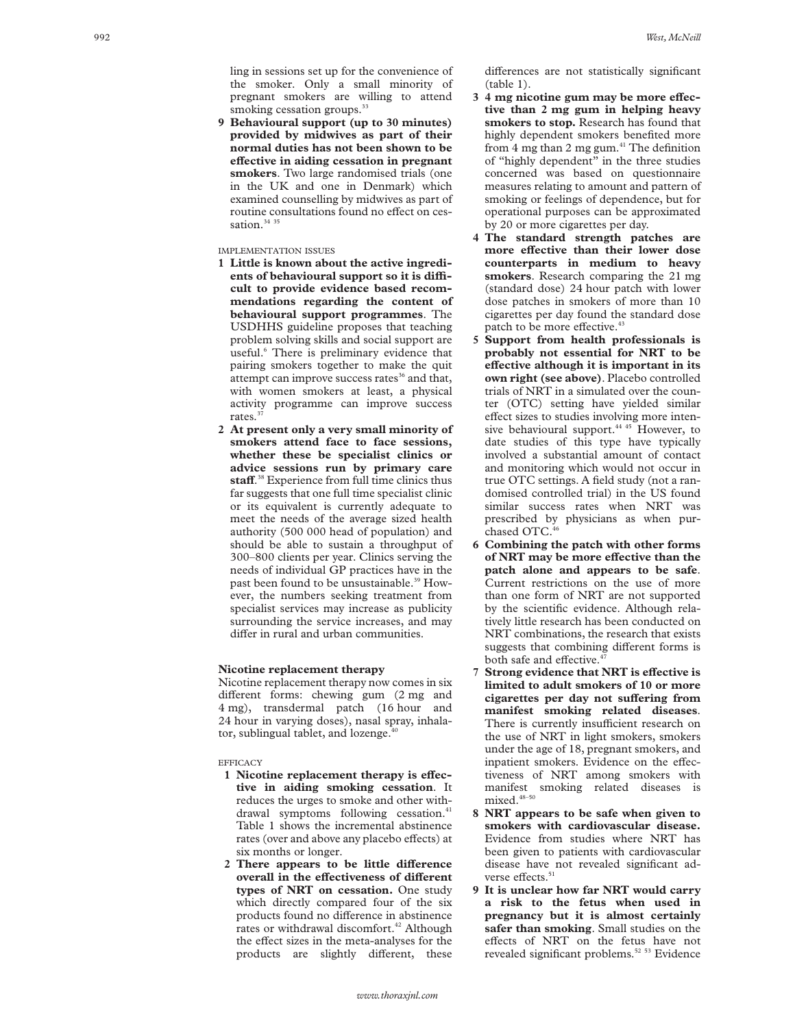ling in sessions set up for the convenience of the smoker. Only a small minority of pregnant smokers are willing to attend smoking cessation groups.[33]

9. **Behavioural support (up to 30 minutes) provided by midwives as part of their normal duties has not been shown to be effective in aiding cessation in pregnant smokers**. Two large randomised trials (one in the UK and one in Denmark) which examined counselling by midwives as part of routine consultations found no effect on cessation.[34 35]

IMPLEMENTATION ISSUES

1. **Little is known about the active ingredients of behavioural support so it is difficult to provide evidence based recommendations regarding the content of behavioural support programmes**. The USDHHS guideline proposes that teaching problem solving skills and social support are useful.[6] There is preliminary evidence that pairing smokers together to make the quit attempt can improve success rates[36] and that, with women smokers at least, a physical activity programme can improve success rates.[37]
2. **At present only a very small minority of smokers attend face to face sessions, whether these be specialist clinics or advice sessions run by primary care staff**.[38] Experience from full time clinics thus far suggests that one full time specialist clinic or its equivalent is currently adequate to meet the needs of the average sized health authority (500 000 head of population) and should be able to sustain a throughput of 300–800 clients per year. Clinics serving the needs of individual GP practices have in the past been found to be unsustainable.[39] However, the numbers seeking treatment from specialist services may increase as publicity surrounding the service increases, and may differ in rural and urban communities.

### Nicotine replacement therapy

Nicotine replacement therapy now comes in six different forms: chewing gum (2 mg and 4 mg), transdermal patch (16 hour and 24 hour in varying doses), nasal spray, inhalator, sublingual tablet, and lozenge.[40]

EFFICACY

1. **Nicotine replacement therapy is effective in aiding smoking cessation**. It reduces the urges to smoke and other withdrawal symptoms following cessation.[41] Table 1 shows the incremental abstinence rates (over and above any placebo effects) at six months or longer.
2. **There appears to be little difference overall in the effectiveness of different types of NRT on cessation.** One study which directly compared four of the six products found no difference in abstinence rates or withdrawal discomfort.[42] Although the effect sizes in the meta-analyses for the products are slightly different, these differences are not statistically significant (table 1).
3. **4 mg nicotine gum may be more effective than 2 mg gum in helping heavy smokers to stop.** Research has found that highly dependent smokers benefited more from 4 mg than 2 mg gum.[41] The definition of "highly dependent" in the three studies concerned was based on questionnaire measures relating to amount and pattern of smoking or feelings of dependence, but for operational purposes can be approximated by 20 or more cigarettes per day.
4. **The standard strength patches are more effective than their lower dose counterparts in medium to heavy smokers**. Research comparing the 21 mg (standard dose) 24 hour patch with lower dose patches in smokers of more than 10 cigarettes per day found the standard dose patch to be more effective.[43]
5. **Support from health professionals is probably not essential for NRT to be effective although it is important in its own right (see above)**. Placebo controlled trials of NRT in a simulated over the counter (OTC) setting have yielded similar effect sizes to studies involving more intensive behavioural support.[44 45] However, to date studies of this type have typically involved a substantial amount of contact and monitoring which would not occur in true OTC settings. A field study (not a randomised controlled trial) in the US found similar success rates when NRT was prescribed by physicians as when purchased OTC.[46]
6. **Combining the patch with other forms of NRT may be more effective than the patch alone and appears to be safe**. Current restrictions on the use of more than one form of NRT are not supported by the scientific evidence. Although relatively little research has been conducted on NRT combinations, the research that exists suggests that combining different forms is both safe and effective.[47]
7. **Strong evidence that NRT is effective is limited to adult smokers of 10 or more cigarettes per day not suffering from manifest smoking related diseases**. There is currently insufficient research on the use of NRT in light smokers, smokers under the age of 18, pregnant smokers, and inpatient smokers. Evidence on the effectiveness of NRT among smokers with manifest smoking related diseases is mixed.[48–50]
8. **NRT appears to be safe when given to smokers with cardiovascular disease.** Evidence from studies where NRT has been given to patients with cardiovascular disease have not revealed significant adverse effects.[51]
9. **It is unclear how far NRT would carry a risk to the fetus when used in pregnancy but it is almost certainly safer than smoking**. Small studies on the effects of NRT on the fetus have not revealed significant problems.[52 53] Evidence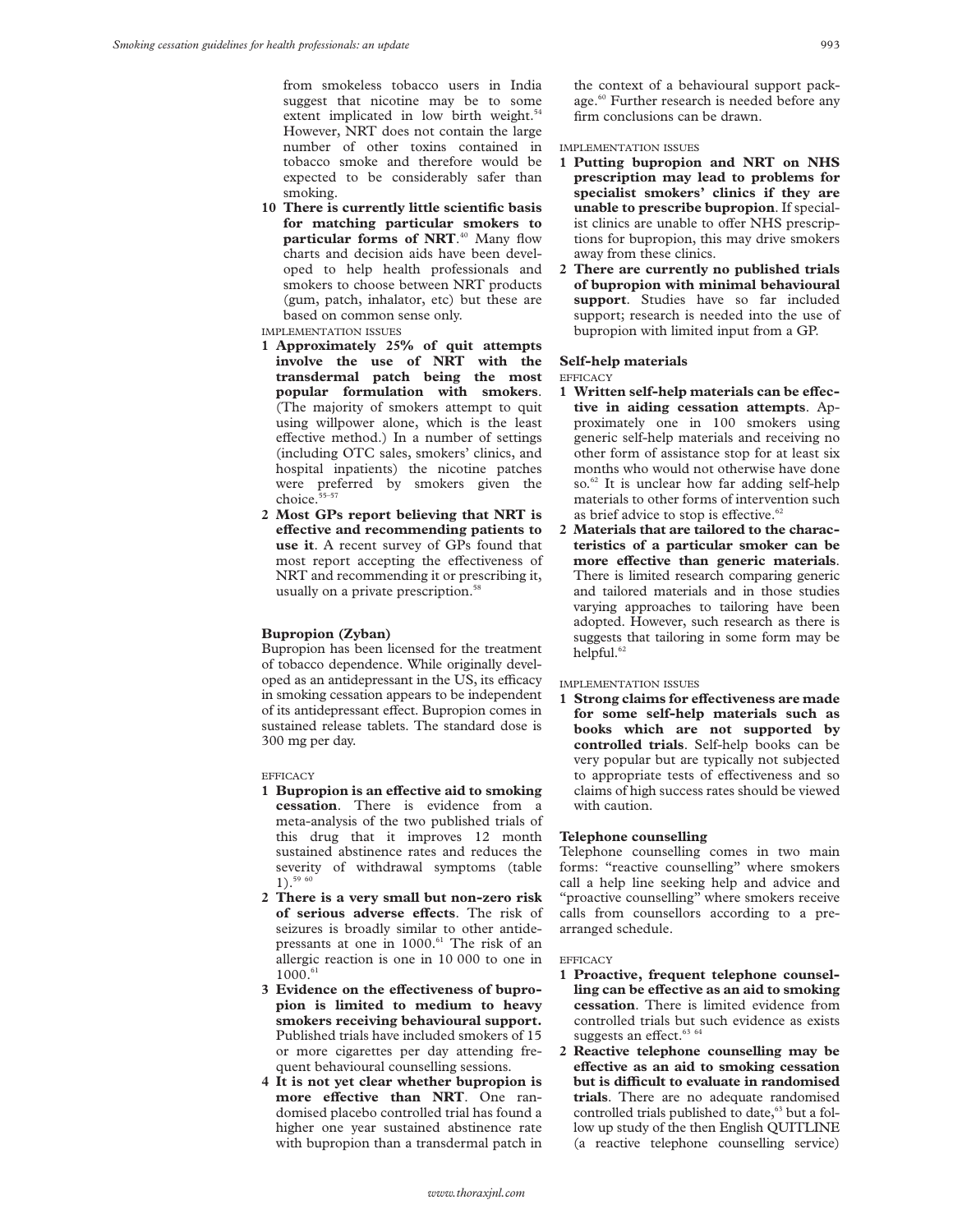from smokeless tobacco users in India suggest that nicotine may be to some extent implicated in low birth weight.[54] However, NRT does not contain the large number of other toxins contained in tobacco smoke and therefore would be expected to be considerably safer than smoking.

10 **There is currently little scientific basis for matching particular smokers to particular forms of NRT**.[40] Many flow charts and decision aids have been developed to help health professionals and smokers to choose between NRT products (gum, patch, inhalator, etc) but these are based on common sense only.

IMPLEMENTATION ISSUES

1 **Approximately 25% of quit attempts involve the use of NRT with the transdermal patch being the most popular formulation with smokers**. (The majority of smokers attempt to quit using willpower alone, which is the least effective method.) In a number of settings (including OTC sales, smokers' clinics, and hospital inpatients) the nicotine patches were preferred by smokers given the choice.[55–57]

2 **Most GPs report believing that NRT is effective and recommending patients to use it**. A recent survey of GPs found that most report accepting the effectiveness of NRT and recommending it or prescribing it, usually on a private prescription.[58]

### Bupropion (Zyban)

Bupropion has been licensed for the treatment of tobacco dependence. While originally developed as an antidepressant in the US, its efficacy in smoking cessation appears to be independent of its antidepressant effect. Bupropion comes in sustained release tablets. The standard dose is 300 mg per day.

EFFICACY

1 **Bupropion is an effective aid to smoking cessation**. There is evidence from a meta-analysis of the two published trials of this drug that it improves 12 month sustained abstinence rates and reduces the severity of withdrawal symptoms (table 1).[59 60]

2 **There is a very small but non-zero risk of serious adverse effects**. The risk of seizures is broadly similar to other antidepressants at one in 1000.[61] The risk of an allergic reaction is one in 10 000 to one in 1000.[61]

3 **Evidence on the effectiveness of bupropion is limited to medium to heavy smokers receiving behavioural support.** Published trials have included smokers of 15 or more cigarettes per day attending frequent behavioural counselling sessions.

4 **It is not yet clear whether bupropion is more effective than NRT**. One randomised placebo controlled trial has found a higher one year sustained abstinence rate with bupropion than a transdermal patch in the context of a behavioural support package.[60] Further research is needed before any firm conclusions can be drawn.

IMPLEMENTATION ISSUES

1 **Putting bupropion and NRT on NHS prescription may lead to problems for specialist smokers' clinics if they are unable to prescribe bupropion**. If specialist clinics are unable to offer NHS prescriptions for bupropion, this may drive smokers away from these clinics.

2 **There are currently no published trials of bupropion with minimal behavioural support**. Studies have so far included support; research is needed into the use of bupropion with limited input from a GP.

### Self-help materials

EFFICACY

1 **Written self-help materials can be effective in aiding cessation attempts**. Approximately one in 100 smokers using generic self-help materials and receiving no other form of assistance stop for at least six months who would not otherwise have done so.[62] It is unclear how far adding self-help materials to other forms of intervention such as brief advice to stop is effective.[62]

2 **Materials that are tailored to the characteristics of a particular smoker can be more effective than generic materials**. There is limited research comparing generic and tailored materials and in those studies varying approaches to tailoring have been adopted. However, such research as there is suggests that tailoring in some form may be helpful.[62]

IMPLEMENTATION ISSUES

1 **Strong claims for effectiveness are made for some self-help materials such as books which are not supported by controlled trials**. Self-help books can be very popular but are typically not subjected to appropriate tests of effectiveness and so claims of high success rates should be viewed with caution.

### Telephone counselling

Telephone counselling comes in two main forms: "reactive counselling" where smokers call a help line seeking help and advice and "proactive counselling" where smokers receive calls from counsellors according to a prearranged schedule.

EFFICACY

1 **Proactive, frequent telephone counselling can be effective as an aid to smoking cessation**. There is limited evidence from controlled trials but such evidence as exists suggests an effect.[63 64]

2 **Reactive telephone counselling may be effective as an aid to smoking cessation but is difficult to evaluate in randomised trials**. There are no adequate randomised controlled trials published to date,[63] but a follow up study of the then English QUITLINE (a reactive telephone counselling service)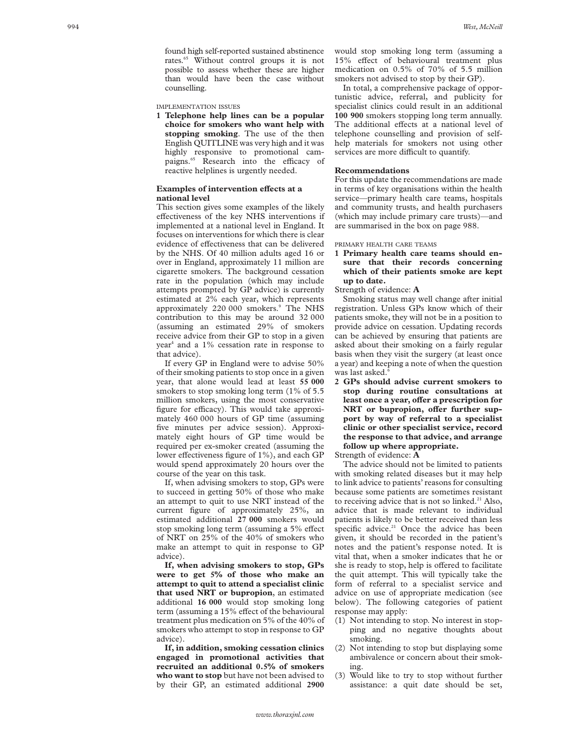found high self-reported sustained abstinence rates.[65] Without control groups it is not possible to assess whether these are higher than would have been the case without counselling.

IMPLEMENTATION ISSUES

1 **Telephone help lines can be a popular choice for smokers who want help with stopping smoking**. The use of the then English QUITLINE was very high and it was highly responsive to promotional campaigns.[65] Research into the efficacy of reactive helplines is urgently needed.

### Examples of intervention effects at a national level

This section gives some examples of the likely effectiveness of the key NHS interventions if implemented at a national level in England. It focuses on interventions for which there is clear evidence of effectiveness that can be delivered by the NHS. Of 40 million adults aged 16 or over in England, approximately 11 million are cigarette smokers. The background cessation rate in the population (which may include attempts prompted by GP advice) is currently estimated at 2% each year, which represents approximately 220 000 smokers.[9] The NHS contribution to this may be around 32 000 (assuming an estimated 29% of smokers receive advice from their GP to stop in a given year[4] and a 1% cessation rate in response to that advice).

If every GP in England were to advise 50% of their smoking patients to stop once in a given year, that alone would lead at least **55 000** smokers to stop smoking long term (1% of 5.5 million smokers, using the most conservative figure for efficacy). This would take approximately 460 000 hours of GP time (assuming five minutes per advice session). Approximately eight hours of GP time would be required per ex-smoker created (assuming the lower effectiveness figure of 1%), and each GP would spend approximately 20 hours over the course of the year on this task.

If, when advising smokers to stop, GPs were to succeed in getting 50% of those who make an attempt to quit to use NRT instead of the current figure of approximately 25%, an estimated additional **27 000** smokers would stop smoking long term (assuming a 5% effect of NRT on 25% of the 40% of smokers who make an attempt to quit in response to GP advice).

**If, when advising smokers to stop, GPs were to get 5% of those who make an attempt to quit to attend a specialist clinic that used NRT or bupropion**, an estimated additional **16 000** would stop smoking long term (assuming a 15% effect of the behavioural treatment plus medication on 5% of the 40% of smokers who attempt to stop in response to GP advice).

**If, in addition, smoking cessation clinics engaged in promotional activities that recruited an additional 0.5% of smokers who want to stop** but have not been advised to by their GP, an estimated additional **2900** would stop smoking long term (assuming a 15% effect of behavioural treatment plus medication on 0.5% of 70% of 5.5 million smokers not advised to stop by their GP).

In total, a comprehensive package of opportunistic advice, referral, and publicity for specialist clinics could result in an additional **100 900** smokers stopping long term annually. The additional effects at a national level of telephone counselling and provision of self-help materials for smokers not using other services are more difficult to quantify.

### Recommendations

For this update the recommendations are made in terms of key organisations within the health service—primary health care teams, hospitals and community trusts, and health purchasers (which may include primary care trusts)—and are summarised in the box on page 988.

PRIMARY HEALTH CARE TEAMS

1 **Primary health care teams should ensure that their records concerning which of their patients smoke are kept up to date.**

Strength of evidence: **A**

Smoking status may well change after initial registration. Unless GPs know which of their patients smoke, they will not be in a position to provide advice on cessation. Updating records can be achieved by ensuring that patients are asked about their smoking on a fairly regular basis when they visit the surgery (at least once a year) and keeping a note of when the question was last asked.[6]

2 **GPs should advise current smokers to stop during routine consultations at least once a year, offer a prescription for NRT or bupropion, offer further support by way of referral to a specialist clinic or other specialist service, record the response to that advice, and arrange follow up where appropriate.**

Strength of evidence: **A**

The advice should not be limited to patients with smoking related diseases but it may help to link advice to patients' reasons for consulting because some patients are sometimes resistant to receiving advice that is not so linked.[21] Also, advice that is made relevant to individual patients is likely to be better received than less specific advice.[21] Once the advice has been given, it should be recorded in the patient's notes and the patient's response noted. It is vital that, when a smoker indicates that he or she is ready to stop, help is offered to facilitate the quit attempt. This will typically take the form of referral to a specialist service and advice on use of appropriate medication (see below). The following categories of patient response may apply:

(1) Not intending to stop. No interest in stopping and no negative thoughts about smoking.
(2) Not intending to stop but displaying some ambivalence or concern about their smoking.
(3) Would like to try to stop without further assistance: a quit date should be set,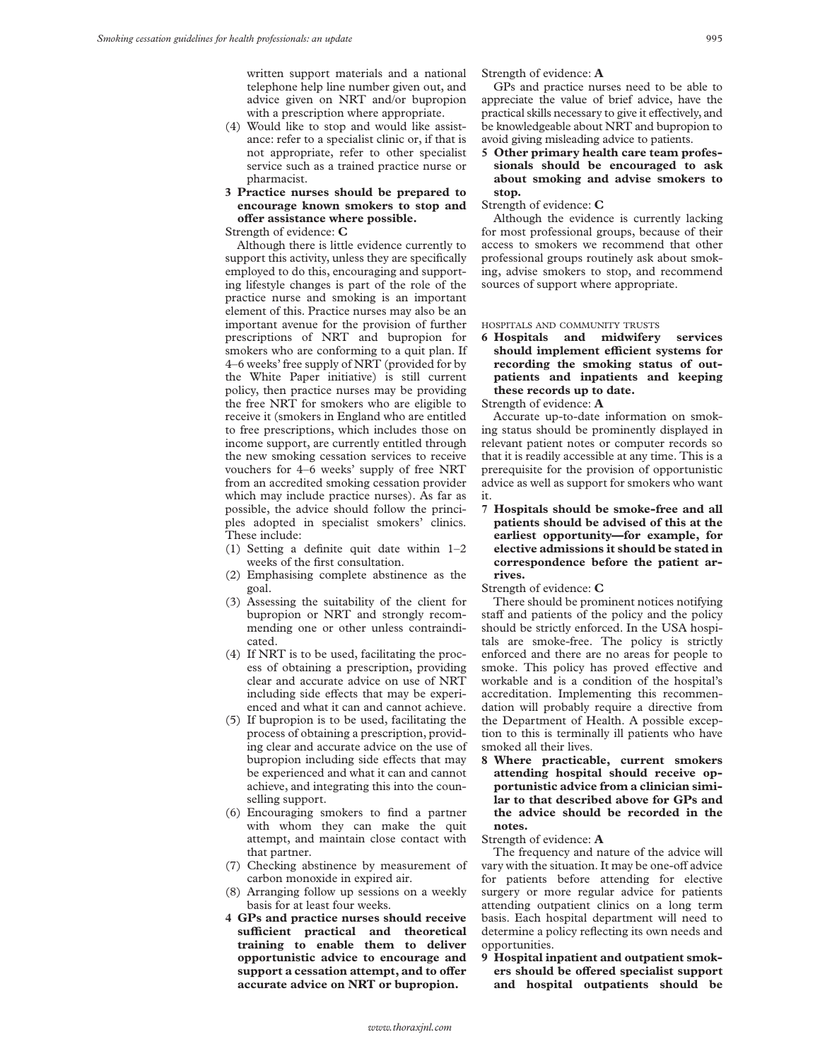written support materials and a national telephone help line number given out, and advice given on NRT and/or bupropion with a prescription where appropriate.

(4) Would like to stop and would like assistance: refer to a specialist clinic or, if that is not appropriate, refer to other specialist service such as a trained practice nurse or pharmacist.

**3 Practice nurses should be prepared to encourage known smokers to stop and offer assistance where possible.**

Strength of evidence: **C**

Although there is little evidence currently to support this activity, unless they are specifically employed to do this, encouraging and supporting lifestyle changes is part of the role of the practice nurse and smoking is an important element of this. Practice nurses may also be an important avenue for the provision of further prescriptions of NRT and bupropion for smokers who are conforming to a quit plan. If 4–6 weeks' free supply of NRT (provided for by the White Paper initiative) is still current policy, then practice nurses may be providing the free NRT for smokers who are eligible to receive it (smokers in England who are entitled to free prescriptions, which includes those on income support, are currently entitled through the new smoking cessation services to receive vouchers for 4–6 weeks' supply of free NRT from an accredited smoking cessation provider which may include practice nurses). As far as possible, the advice should follow the principles adopted in specialist smokers' clinics. These include:

(1) Setting a definite quit date within 1–2 weeks of the first consultation.
(2) Emphasising complete abstinence as the goal.
(3) Assessing the suitability of the client for bupropion or NRT and strongly recommending one or other unless contraindicated.
(4) If NRT is to be used, facilitating the process of obtaining a prescription, providing clear and accurate advice on use of NRT including side effects that may be experienced and what it can and cannot achieve.
(5) If bupropion is to be used, facilitating the process of obtaining a prescription, providing clear and accurate advice on the use of bupropion including side effects that may be experienced and what it can and cannot achieve, and integrating this into the counselling support.
(6) Encouraging smokers to find a partner with whom they can make the quit attempt, and maintain close contact with that partner.
(7) Checking abstinence by measurement of carbon monoxide in expired air.
(8) Arranging follow up sessions on a weekly basis for at least four weeks.

**4 GPs and practice nurses should receive sufficient practical and theoretical training to enable them to deliver opportunistic advice to encourage and support a cessation attempt, and to offer accurate advice on NRT or bupropion.**

Strength of evidence: **A**

GPs and practice nurses need to be able to appreciate the value of brief advice, have the practical skills necessary to give it effectively, and be knowledgeable about NRT and bupropion to avoid giving misleading advice to patients.

**5 Other primary health care team professionals should be encouraged to ask about smoking and advise smokers to stop.**

Strength of evidence: **C**

Although the evidence is currently lacking for most professional groups, because of their access to smokers we recommend that other professional groups routinely ask about smoking, advise smokers to stop, and recommend sources of support where appropriate.

### HOSPITALS AND COMMUNITY TRUSTS

**6 Hospitals and midwifery services should implement efficient systems for recording the smoking status of outpatients and inpatients and keeping these records up to date.**

Strength of evidence: **A**

Accurate up-to-date information on smoking status should be prominently displayed in relevant patient notes or computer records so that it is readily accessible at any time. This is a prerequisite for the provision of opportunistic advice as well as support for smokers who want it.

**7 Hospitals should be smoke-free and all patients should be advised of this at the earliest opportunity—for example, for elective admissions it should be stated in correspondence before the patient arrives.**

Strength of evidence: **C**

There should be prominent notices notifying staff and patients of the policy and the policy should be strictly enforced. In the USA hospitals are smoke-free. The policy is strictly enforced and there are no areas for people to smoke. This policy has proved effective and workable and is a condition of the hospital's accreditation. Implementing this recommendation will probably require a directive from the Department of Health. A possible exception to this is terminally ill patients who have smoked all their lives.

**8 Where practicable, current smokers attending hospital should receive opportunistic advice from a clinician similar to that described above for GPs and the advice should be recorded in the notes.**

Strength of evidence: **A**

The frequency and nature of the advice will vary with the situation. It may be one-off advice for patients before attending for elective surgery or more regular advice for patients attending outpatient clinics on a long term basis. Each hospital department will need to determine a policy reflecting its own needs and opportunities.

**9 Hospital inpatient and outpatient smokers should be offered specialist support and hospital outpatients should be**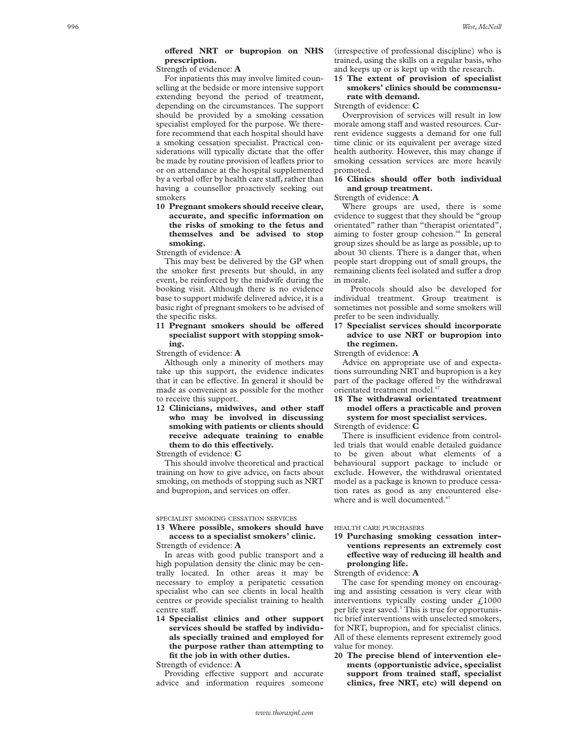**offered NRT or bupropion on NHS prescription.**

Strength of evidence: **A**

For inpatients this may involve limited counselling at the bedside or more intensive support extending beyond the period of treatment, depending on the circumstances. The support should be provided by a smoking cessation specialist employed for the purpose. We therefore recommend that each hospital should have a smoking cessation specialist. Practical considerations will typically dictate that the offer be made by routine provision of leaflets prior to or on attendance at the hospital supplemented by a verbal offer by health care staff, rather than having a counsellor proactively seeking out smokers

**10 Pregnant smokers should receive clear, accurate, and specific information on the risks of smoking to the fetus and themselves and be advised to stop smoking.**

Strength of evidence: **A**

This may best be delivered by the GP when the smoker first presents but should, in any event, be reinforced by the midwife during the booking visit. Although there is no evidence base to support midwife delivered advice, it is a basic right of pregnant smokers to be advised of the specific risks.

**11 Pregnant smokers should be offered specialist support with stopping smoking.**

Strength of evidence: **A**

Although only a minority of mothers may take up this support, the evidence indicates that it can be effective. In general it should be made as convenient as possible for the mother to receive this support.

**12 Clinicians, midwives, and other staff who may be involved in discussing smoking with patients or clients should receive adequate training to enable them to do this effectively.**

Strength of evidence: **C**

This should involve theoretical and practical training on how to give advice, on facts about smoking, on methods of stopping such as NRT and bupropion, and services on offer.

SPECIALIST SMOKING CESSATION SERVICES

**13 Where possible, smokers should have access to a specialist smokers' clinic.**

Strength of evidence: **A**

In areas with good public transport and a high population density the clinic may be centrally located. In other areas it may be necessary to employ a peripatetic cessation specialist who can see clients in local health centres or provide specialist training to health centre staff.

**14 Specialist clinics and other support services should be staffed by individuals specially trained and employed for the purpose rather than attempting to fit the job in with other duties.**

Strength of evidence: **A**

Providing effective support and accurate advice and information requires someone (irrespective of professional discipline) who is trained, using the skills on a regular basis, who and keeps up or is kept up with the research.

**15 The extent of provision of specialist smokers' clinics should be commensurate with demand.**

Strength of evidence: **C**

Overprovision of services will result in low morale among staff and wasted resources. Current evidence suggests a demand for one full time clinic or its equivalent per average sized health authority. However, this may change if smoking cessation services are more heavily promoted.

**16 Clinics should offer both individual and group treatment.**

Strength of evidence: **A**

Where groups are used, there is some evidence to suggest that they should be "group orientated" rather than "therapist orientated", aiming to foster group cohesion.[66] In general group sizes should be as large as possible, up to about 30 clients. There is a danger that, when people start dropping out of small groups, the remaining clients feel isolated and suffer a drop in morale.

Protocols should also be developed for individual treatment. Group treatment is sometimes not possible and some smokers will prefer to be seen individually.

**17 Specialist services should incorporate advice to use NRT or bupropion into the regimen.**

Strength of evidence: **A**

Advice on appropriate use of and expectations surrounding NRT and bupropion is a key part of the package offered by the withdrawal orientated treatment model.[67]

**18 The withdrawal orientated treatment model offers a practicable and proven system for most specialist services.**

Strength of evidence: **C**

There is insufficient evidence from controlled trials that would enable detailed guidance to be given about what elements of a behavioural support package to include or exclude. However, the withdrawal orientated model as a package is known to produce cessation rates as good as any encountered elsewhere and is well documented.[67]

HEALTH CARE PURCHASERS

**19 Purchasing smoking cessation interventions represents an extremely cost effective way of reducing ill health and prolonging life.**

Strength of evidence: **A**

The case for spending money on encouraging and assisting cessation is very clear with interventions typically costing under £1000 per life year saved.[3] This is true for opportunistic brief interventions with unselected smokers, for NRT, bupropion, and for specialist clinics. All of these elements represent extremely good value for money.

**20 The precise blend of intervention elements (opportunistic advice, specialist support from trained staff, specialist clinics, free NRT, etc) will depend on**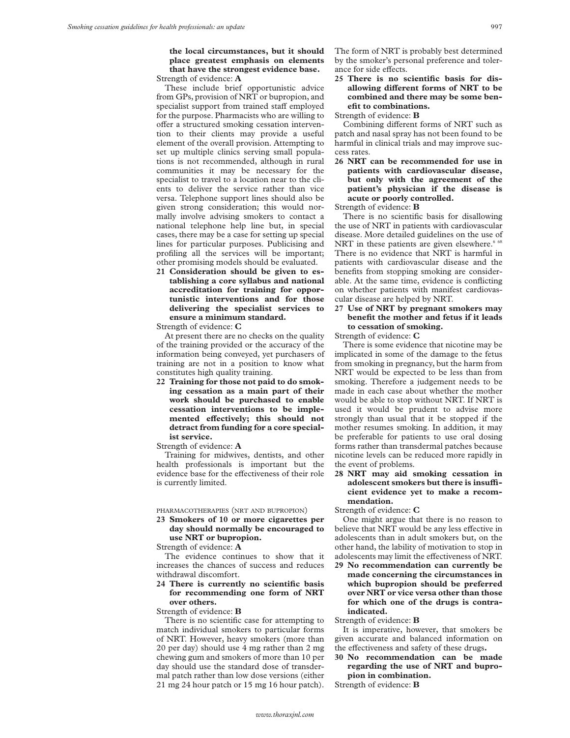**the local circumstances, but it should place greatest emphasis on elements that have the strongest evidence base.**

Strength of evidence: **A**

These include brief opportunistic advice from GPs, provision of NRT or bupropion, and specialist support from trained staff employed for the purpose. Pharmacists who are willing to offer a structured smoking cessation intervention to their clients may provide a useful element of the overall provision. Attempting to set up multiple clinics serving small populations is not recommended, although in rural communities it may be necessary for the specialist to travel to a location near to the clients to deliver the service rather than vice versa. Telephone support lines should also be given strong consideration; this would normally involve advising smokers to contact a national telephone help line but, in special cases, there may be a case for setting up special lines for particular purposes. Publicising and profiling all the services will be important; other promising models should be evaluated.

**21 Consideration should be given to establishing a core syllabus and national accreditation for training for opportunistic interventions and for those delivering the specialist services to ensure a minimum standard.**

Strength of evidence: **C**

At present there are no checks on the quality of the training provided or the accuracy of the information being conveyed, yet purchasers of training are not in a position to know what constitutes high quality training.

**22 Training for those not paid to do smoking cessation as a main part of their work should be purchased to enable cessation interventions to be implemented effectively; this should not detract from funding for a core specialist service.**

Strength of evidence: **A**

Training for midwives, dentists, and other health professionals is important but the evidence base for the effectiveness of their role is currently limited.

## PHARMACOTHERAPIES (NRT AND BUPROPION)

**23 Smokers of 10 or more cigarettes per day should normally be encouraged to use NRT or bupropion.**

Strength of evidence: **A**

The evidence continues to show that it increases the chances of success and reduces withdrawal discomfort.

**24 There is currently no scientific basis for recommending one form of NRT over others.**

Strength of evidence: **B**

There is no scientific case for attempting to match individual smokers to particular forms of NRT. However, heavy smokers (more than 20 per day) should use 4 mg rather than 2 mg chewing gum and smokers of more than 10 per day should use the standard dose of transdermal patch rather than low dose versions (either 21 mg 24 hour patch or 15 mg 16 hour patch). The form of NRT is probably best determined by the smoker's personal preference and tolerance for side effects.

**25 There is no scientific basis for disallowing different forms of NRT to be combined and there may be some benefit to combinations.**

Strength of evidence: **B**

Combining different forms of NRT such as patch and nasal spray has not been found to be harmful in clinical trials and may improve success rates.

**26 NRT can be recommended for use in patients with cardiovascular disease, but only with the agreement of the patient's physician if the disease is acute or poorly controlled.**

Strength of evidence: **B**

There is no scientific basis for disallowing the use of NRT in patients with cardiovascular disease. More detailed guidelines on the use of NRT in these patients are given elsewhere.[6 68] There is no evidence that NRT is harmful in patients with cardiovascular disease and the benefits from stopping smoking are considerable. At the same time, evidence is conflicting on whether patients with manifest cardiovascular disease are helped by NRT.

**27 Use of NRT by pregnant smokers may benefit the mother and fetus if it leads to cessation of smoking.**

Strength of evidence: **C**

There is some evidence that nicotine may be implicated in some of the damage to the fetus from smoking in pregnancy, but the harm from NRT would be expected to be less than from smoking. Therefore a judgement needs to be made in each case about whether the mother would be able to stop without NRT. If NRT is used it would be prudent to advise more strongly than usual that it be stopped if the mother resumes smoking. In addition, it may be preferable for patients to use oral dosing forms rather than transdermal patches because nicotine levels can be reduced more rapidly in the event of problems.

**28 NRT may aid smoking cessation in adolescent smokers but there is insufficient evidence yet to make a recommendation.**

Strength of evidence: **C**

One might argue that there is no reason to believe that NRT would be any less effective in adolescents than in adult smokers but, on the other hand, the lability of motivation to stop in adolescents may limit the effectiveness of NRT.

**29 No recommendation can currently be made concerning the circumstances in which bupropion should be preferred over NRT or vice versa other than those for which one of the drugs is contraindicated.**

Strength of evidence: **B**

It is imperative, however, that smokers be given accurate and balanced information on the effectiveness and safety of these drugs.

**30 No recommendation can be made regarding the use of NRT and bupropion in combination.**

Strength of evidence: **B**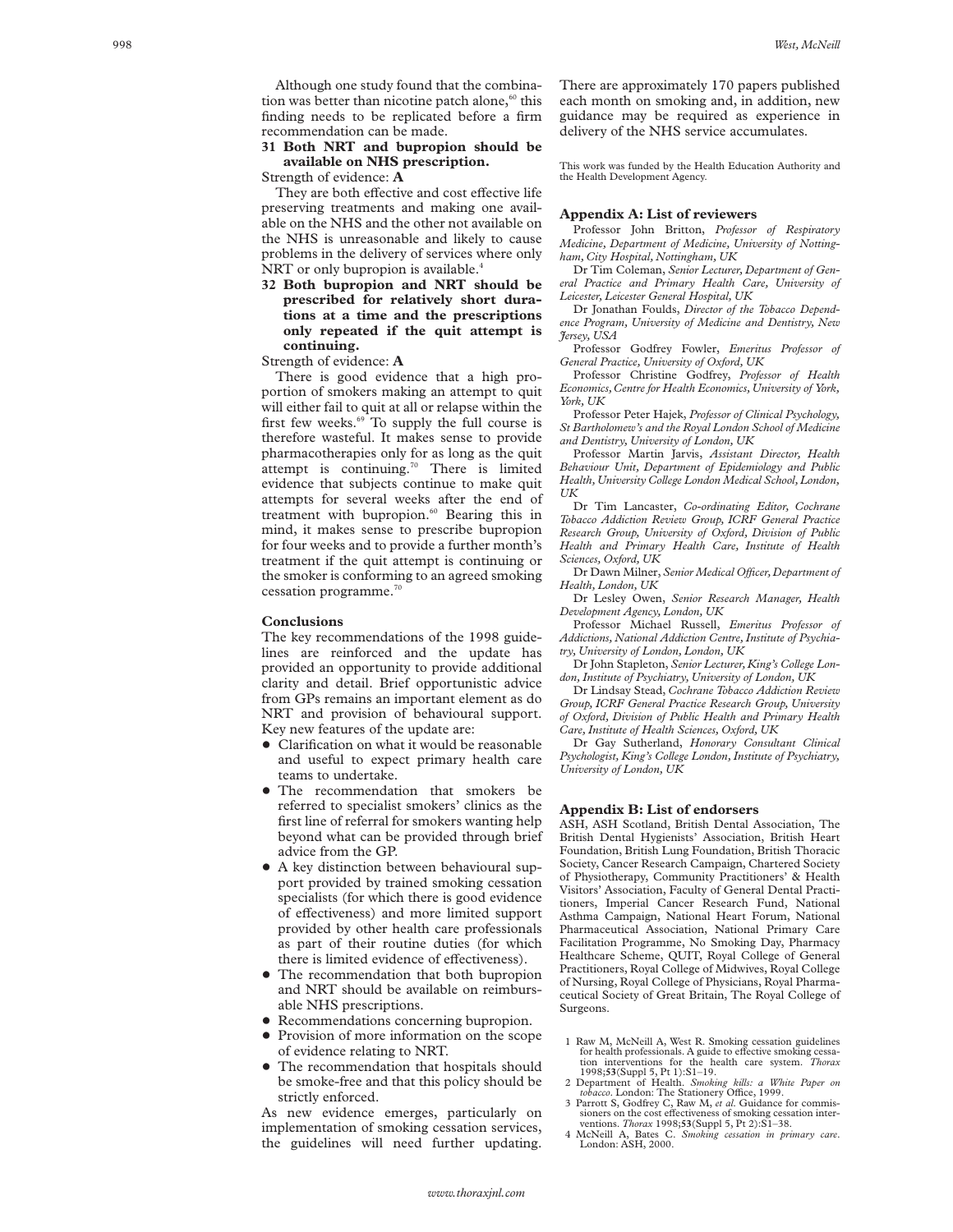Although one study found that the combination was better than nicotine patch alone,[60] this finding needs to be replicated before a firm recommendation can be made.

**31 Both NRT and bupropion should be available on NHS prescription.**

Strength of evidence: **A**

They are both effective and cost effective life preserving treatments and making one available on the NHS and the other not available on the NHS is unreasonable and likely to cause problems in the delivery of services where only NRT or only bupropion is available.[4]

**32 Both bupropion and NRT should be prescribed for relatively short durations at a time and the prescriptions only repeated if the quit attempt is continuing.**

Strength of evidence: **A**

There is good evidence that a high proportion of smokers making an attempt to quit will either fail to quit at all or relapse within the first few weeks.[69] To supply the full course is therefore wasteful. It makes sense to provide pharmacotherapies only for as long as the quit attempt is continuing.[70] There is limited evidence that subjects continue to make quit attempts for several weeks after the end of treatment with bupropion.[60] Bearing this in mind, it makes sense to prescribe bupropion for four weeks and to provide a further month's treatment if the quit attempt is continuing or the smoker is conforming to an agreed smoking cessation programme.[70]

## Conclusions

The key recommendations of the 1998 guidelines are reinforced and the update has provided an opportunity to provide additional clarity and detail. Brief opportunistic advice from GPs remains an important element as do NRT and provision of behavioural support. Key new features of the update are:

- Clarification on what it would be reasonable and useful to expect primary health care teams to undertake.
- The recommendation that smokers be referred to specialist smokers' clinics as the first line of referral for smokers wanting help beyond what can be provided through brief advice from the GP.
- A key distinction between behavioural support provided by trained smoking cessation specialists (for which there is good evidence of effectiveness) and more limited support provided by other health care professionals as part of their routine duties (for which there is limited evidence of effectiveness).
- The recommendation that both bupropion and NRT should be available on reimbursable NHS prescriptions.
- Recommendations concerning bupropion.
- Provision of more information on the scope of evidence relating to NRT.
- The recommendation that hospitals should be smoke-free and that this policy should be strictly enforced.

As new evidence emerges, particularly on implementation of smoking cessation services, the guidelines will need further updating. There are approximately 170 papers published each month on smoking and, in addition, new guidance may be required as experience in delivery of the NHS service accumulates.

This work was funded by the Health Education Authority and the Health Development Agency.

## Appendix A: List of reviewers

Professor John Britton, *Professor of Respiratory Medicine, Department of Medicine, University of Nottingham, City Hospital, Nottingham, UK*

Dr Tim Coleman, *Senior Lecturer, Department of General Practice and Primary Health Care, University of Leicester, Leicester General Hospital, UK*

Dr Jonathan Foulds, *Director of the Tobacco Dependence Program, University of Medicine and Dentistry, New Jersey, USA*

Professor Godfrey Fowler, *Emeritus Professor of General Practice, University of Oxford, UK*

Professor Christine Godfrey, *Professor of Health Economics, Centre for Health Economics, University of York, York, UK*

Professor Peter Hajek, *Professor of Clinical Psychology, St Bartholomew's and the Royal London School of Medicine and Dentistry, University of London, UK*

Professor Martin Jarvis, *Assistant Director, Health Behaviour Unit, Department of Epidemiology and Public Health, University College London Medical School, London, UK*

Dr Tim Lancaster, *Co-ordinating Editor, Cochrane Tobacco Addiction Review Group, ICRF General Practice Research Group, University of Oxford, Division of Public Health and Primary Health Care, Institute of Health Sciences, Oxford, UK*

Dr Dawn Milner, *Senior Medical Officer, Department of Health, London, UK*

Dr Lesley Owen, *Senior Research Manager, Health Development Agency, London, UK*

Professor Michael Russell, *Emeritus Professor of Addictions, National Addiction Centre, Institute of Psychiatry, University of London, London, UK*

Dr John Stapleton, *Senior Lecturer, King's College London, Institute of Psychiatry, University of London, UK*

Dr Lindsay Stead, *Cochrane Tobacco Addiction Review Group, ICRF General Practice Research Group, University of Oxford, Division of Public Health and Primary Health Care, Institute of Health Sciences, Oxford, UK*

Dr Gay Sutherland, *Honorary Consultant Clinical Psychologist, King's College London, Institute of Psychiatry, University of London, UK*

## Appendix B: List of endorsers

ASH, ASH Scotland, British Dental Association, The British Dental Hygienists' Association, British Heart Foundation, British Lung Foundation, British Thoracic Society, Cancer Research Campaign, Chartered Society of Physiotherapy, Community Practitioners' & Health Visitors' Association, Faculty of General Dental Practitioners, Imperial Cancer Research Fund, National Asthma Campaign, National Heart Forum, National Pharmaceutical Association, National Primary Care Facilitation Programme, No Smoking Day, Pharmacy Healthcare Scheme, QUIT, Royal College of General Practitioners, Royal College of Midwives, Royal College of Nursing, Royal College of Physicians, Royal Pharmaceutical Society of Great Britain, The Royal College of Surgeons.

1 Raw M, McNeill A, West R. Smoking cessation guidelines for health professionals. A guide to effective smoking cessation interventions for the health care system. *Thorax* 1998;**53**(Suppl 5, Pt 1):S1–19.

2 Department of Health. *Smoking kills: a White Paper on tobacco*. London: The Stationery Office, 1999.

3 Parrott S, Godfrey C, Raw M, *et al*. Guidance for commissioners on the cost effectiveness of smoking cessation interventions. *Thorax* 1998;**53**(Suppl 5, Pt 2):S1–38.

4 McNeill A, Bates C. *Smoking cessation in primary care*. London: ASH, 2000.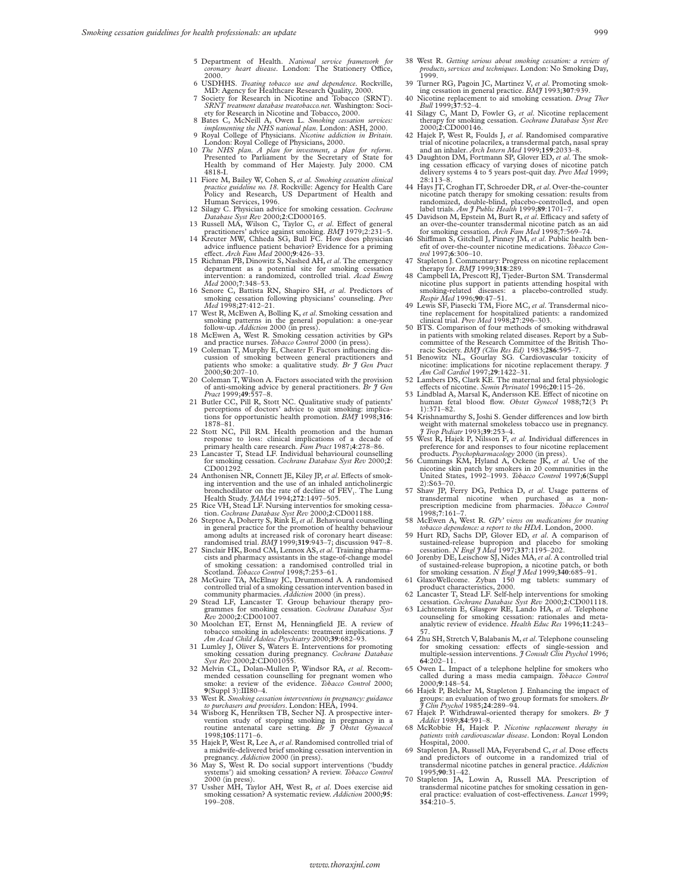5 Department of Health. *National service framework for coronary heart disease*. London: The Stationery Office, 2000.

6 USDHHS. *Treating tobacco use and dependence*. Rockville, MD: Agency for Healthcare Research Quality, 2000.

7 Society for Research in Nicotine and Tobacco (SRNT). *SRNT treatment database treatobacco.net*. Washington: Society for Research in Nicotine and Tobacco, 2000.

8 Bates C, McNeill A, Owen L. *Smoking cessation services: implementing the NHS national plan*. London: ASH, 2000.

9 Royal College of Physicians. *Nicotine addiction in Britain*. London: Royal College of Physicians, 2000.

10 *The NHS plan. A plan for investment, a plan for reform*. Presented to Parliament by the Secretary of State for Health by command of Her Majesty. July 2000. CM 4818-I.

11 Fiore M, Bailey W, Cohen S, *et al*. *Smoking cessation clinical practice guideline no. 18*. Rockville: Agency for Health Care Policy and Research, US Department of Health and Human Services, 1996.

12 Silagy C. Physician advice for smoking cessation. *Cochrane Database Syst Rev* 2000;**2**:CD000165.

13 Russell MA, Wilson C, Taylor C, *et al*. Effect of general practitioners' advice against smoking. *BMJ* 1979;2:231–5.

14 Kreuter MW, Chheda SG, Bull FC. How does physician advice influence patient behavior? Evidence for a priming effect. *Arch Fam Med* 2000;**9**:426–33.

15 Richman PB, Dinowitz S, Nashed AH, *et al*. The emergency department as a potential site for smoking cessation intervention: a randomized, controlled trial. *Acad Emerg Med* 2000;**7**:348–53.

16 Senore C, Battista RN, Shapiro SH, *et al*. Predictors of smoking cessation following physicians' counseling. *Prev Med* 1998;**27**:412–21.

17 West R, McEwen A, Bolling K, *et al*. Smoking cessation and smoking patterns in the general population: a one-year follow-up. *Addiction* 2000 (in press).

18 McEwen A, West R. Smoking cessation activities by GPs and practice nurses. *Tobacco Control* 2000 (in press).

19 Coleman T, Murphy E, Cheater F. Factors influencing discussion of smoking between general practitioners and patients who smoke: a qualitative study. *Br J Gen Pract* 2000;**50**:207–10.

20 Coleman T, Wilson A. Factors associated with the provision of anti-smoking advice by general practitioners. *Br J Gen Pract* 1999;**49**:557–8.

21 Butler CC, Pill R, Stott NC. Qualitative study of patients' perceptions of doctors' advice to quit smoking: implications for opportunistic health promotion. *BMJ* 1998;**316**:1878–81.

22 Stott NC, Pill RM. Health promotion and the human response to loss: clinical implications of a decade of primary health care research. *Fam Pract* 1987;**4**:278–86.

23 Lancaster T, Stead LF. Individual behavioural counselling for smoking cessation. *Cochrane Database Syst Rev* 2000;**2**:CD001292.

24 Anthonisen NR, Connett JE, Kiley JP, *et al*. Effects of smoking intervention and the use of an inhaled anticholinergic bronchodilator on the rate of decline of $FEV_1$. The Lung Health Study. *JAMA* 1994;**272**:1497–505.

25 Rice VH, Stead LF. Nursing interventios for smoking cessation. *Cochrane Database Syst Rev* 2000;**2**:CD001188.

26 Steptoe A, Doherty S, Rink E, *et al*. Behavioural counselling in general practice for the promotion of healthy behaviour among adults at increased risk of coronary heart disease: randomised trial. *BMJ* 1999;**319**:943–7; discussion 947–8.

27 Sinclair HK, Bond CM, Lennox AS, *et al*. Training pharmacists and pharmacy assistants in the stage-of-change model of smoking cessation: a randomised controlled trial in Scotland. *Tobacco Control* 1998;**7**:253–61.

28 McGuire TA, McElnay JC, Drummond A. A randomised controlled trial of a smoking cessation intervention based in community pharmacies. *Addiction* 2000 (in press).

29 Stead LF, Lancaster T. Group behaviour therapy programmes for smoking cessation. *Cochrane Database Syst Rev* 2000;**2**:CD001007.

30 Moolchan ET, Ernst M, Henningfield JE. A review of tobacco smoking in adolescents: treatment implications. *J Am Acad Child Adolesc Psychiatry* 2000;**39**:682–93.

31 Lumley J, Oliver S, Waters E. Interventions for promoting smoking cessation during pregnancy. *Cochrane Database Syst Rev* 2000;**2**:CD001055.

32 Melvin CL, Dolan-Mullen P, Windsor RA, *et al*. Recommended cessation counselling for pregnant women who smoke: a review of the evidence. *Tobacco Control* 2000; **9**(Suppl 3):III80–4.

33 West R. *Smoking cessation interventions in pregnancy: guidance to purchasers and providers*. London: HEA, 1994.

34 Wisborg K, Henriksen TB, Secher NJ. A prospective intervention study of stopping smoking in pregnancy in a routine antenatal care setting. *Br J Obstet Gynaecol* 1998;**105**:1171–6.

35 Hajek P, West R, Lee A, *et al*. Randomised controlled trial of a midwife-delivered brief smoking cessation intervention in pregnancy. *Addiction* 2000 (in press).

36 May S, West R. Do social support interventions ('buddy systems') aid smoking cessation? A review. *Tobacco Control* 2000 (in press).

37 Ussher MH, Taylor AH, West R, *et al*. Does exercise aid smoking cessation? A systematic review. *Addiction* 2000;**95**:199–208.

38 West R. *Getting serious about smoking cessation: a review of products, services and techniques*. London: No Smoking Day, 1999.

39 Turner RG, Pagoin JC, Martinez V, *et al*. Promoting smoking cessation in general practice. *BMJ* 1993;**307**:939.

40 Nicotine replacement to aid smoking cessation. *Drug Ther Bull* 1999;**37**:52–4.

41 Silagy C, Mant D, Fowler G, *et al*. Nicotine replacement therapy for smoking cessation. *Cochrane Database Syst Rev* 2000;**2**:CD000146.

42 Hajek P, West R, Foulds J, *et al*. Randomised comparative trial of nicotine polacrilex, a transdermal patch, nasal spray and an inhaler. *Arch Intern Med* 1999;**159**:2033–8.

43 Daughton DM, Fortmann SP, Glover ED, *et al*. The smoking cessation efficacy of varying doses of nicotine patch delivery systems 4 to 5 years post-quit day. *Prev Med* 1999; 28:113–8.

44 Hays JT, Croghan IT, Schroeder DR, *et al*. Over-the-counter nicotine patch therapy for smoking cessation: results from randomized, double-blind, placebo-controlled, and open label trials. *Am J Public Health* 1999;**89**:1701–7.

45 Davidson M, Epstein M, Burt R, *et al*. Efficacy and safety of an over-the-counter transdermal nicotine patch as an aid for smoking cessation. *Arch Fam Med* 1998;**7**:569–74.

46 Shiffman S, Gitchell J, Pinney JM, *et al*. Public health benefit of over-the-counter nicotine medications. *Tobacco Control* 1997;**6**:306–10.

47 Stapleton J. Commentary: Progress on nicotine replacement therapy for. *BMJ* 1999;**318**:289.

48 Campbell IA, Prescott RJ, Tjeder-Burton SM. Transdermal nicotine plus support in patients attending hospital with smoking-related diseases: a placebo-controlled study. *Respir Med* 1996;**90**:47–51.

49 Lewis SF, Piasecki TM, Fiore MC, *et al*. Transdermal nicotine replacement for hospitalized patients: a randomized clinical trial. *Prev Med* 1998;**27**:296–303.

50 BTS. Comparison of four methods of smoking withdrawal in patients with smoking related diseases. Report by a Subcommittee of the Research Committee of the British Thoracic Society. *BMJ (Clin Res Ed)* 1983;**286**:595–7.

51 Benowitz NL, Gourlay SG. Cardiovascular toxicity of nicotine: implications for nicotine replacement therapy. *J Am Coll Cardiol* 1997;**29**:1422–31.

52 Lambers DS, Clark KE. The maternal and fetal physiologic effects of nicotine. *Semin Perinatol* 1996;**20**:115–26.

53 Lindblad A, Marsal K, Andersson KE. Effect of nicotine on human fetal blood flow. *Obstet Gynecol* 1988;**72**(3 Pt 1):371–82.

54 Krishnamurthy S, Joshi S. Gender differences and low birth weight with maternal smokeless tobacco use in pregnancy. *J Trop Pediatr* 1993;**39**:253–4.

55 West R, Hajek P, Nilsson F, *et al*. Individual differences in preference for and responses to four nicotine replacement products. *Psychopharmacology* 2000 (in press).

56 Cummings KM, Hyland A, Ockene JK, *et al*. Use of the nicotine skin patch by smokers in 20 communities in the United States, 1992–1993. *Tobacco Control* 1997;**6**(Suppl 2):S63–70.

57 Shaw JP, Ferry DG, Pethica D, *et al*. Usage patterns of transdermal nicotine when purchased as a non-prescription medicine from pharmacies. *Tobacco Control* 1998;**7**:161–7.

58 McEwen A, West R. *GPs' views on medications for treating tobacco dependence: a report to the HDA*. London, 2000.

59 Hurt RD, Sachs DP, Glover ED, *et al*. A comparison of sustained-release bupropion and placebo for smoking cessation. *N Engl J Med* 1997;**337**:1195–202.

60 Jorenby DE, Leischow SJ, Nides MA, *et al*. A controlled trial of sustained-release bupropion, a nicotine patch, or both for smoking cessation. *N Engl J Med* 1999;**340**:685–91.

61 GlaxoWellcome. Zyban 150 mg tablets: summary of product characteristics, 2000.

62 Lancaster T, Stead LF. Self-help interventions for smoking cessation. *Cochrane Database Syst Rev* 2000;**2**:CD001118.

63 Lichtenstein E, Glasgow RE, Lando HA, *et al*. Telephone counseling for smoking cessation: rationales and meta-analytic review of evidence. *Health Educ Res* 1996;**11**:243–57.

64 Zhu SH, Stretch V, Balabanis M, *et al*. Telephone counseling for smoking cessation: effects of single-session and multiple-session interventions. *J Consult Clin Psychol* 1996; **64**:202–11.

65 Owen L. Impact of a telephone helpline for smokers who called during a mass media campaign. *Tobacco Control* 2000;**9**:148–54.

66 Hajek P, Belcher M, Stapleton J. Enhancing the impact of groups: an evaluation of two group formats for smokers. *Br J Clin Psychol* 1985;**24**:289–94.

67 Hajek P. Withdrawal-oriented therapy for smokers. *Br J Addict* 1989;**84**:591–8.

68 McRobbie H, Hajek P. *Nicotine replacement therapy in patients with cardiovascular disease*. London: Royal London Hospital, 2000.

69 Stapleton JA, Russell MA, Feyerabend C, *et al*. Dose effects and predictors of outcome in a randomized trial of transdermal nicotine patches in general practice. *Addiction* 1995;**90**:31–42.

70 Stapleton JA, Lowin A, Russell MA. Prescription of transdermal nicotine patches for smoking cessation in general practice: evaluation of cost-effectiveness. *Lancet* 1999; **354**:210–5.